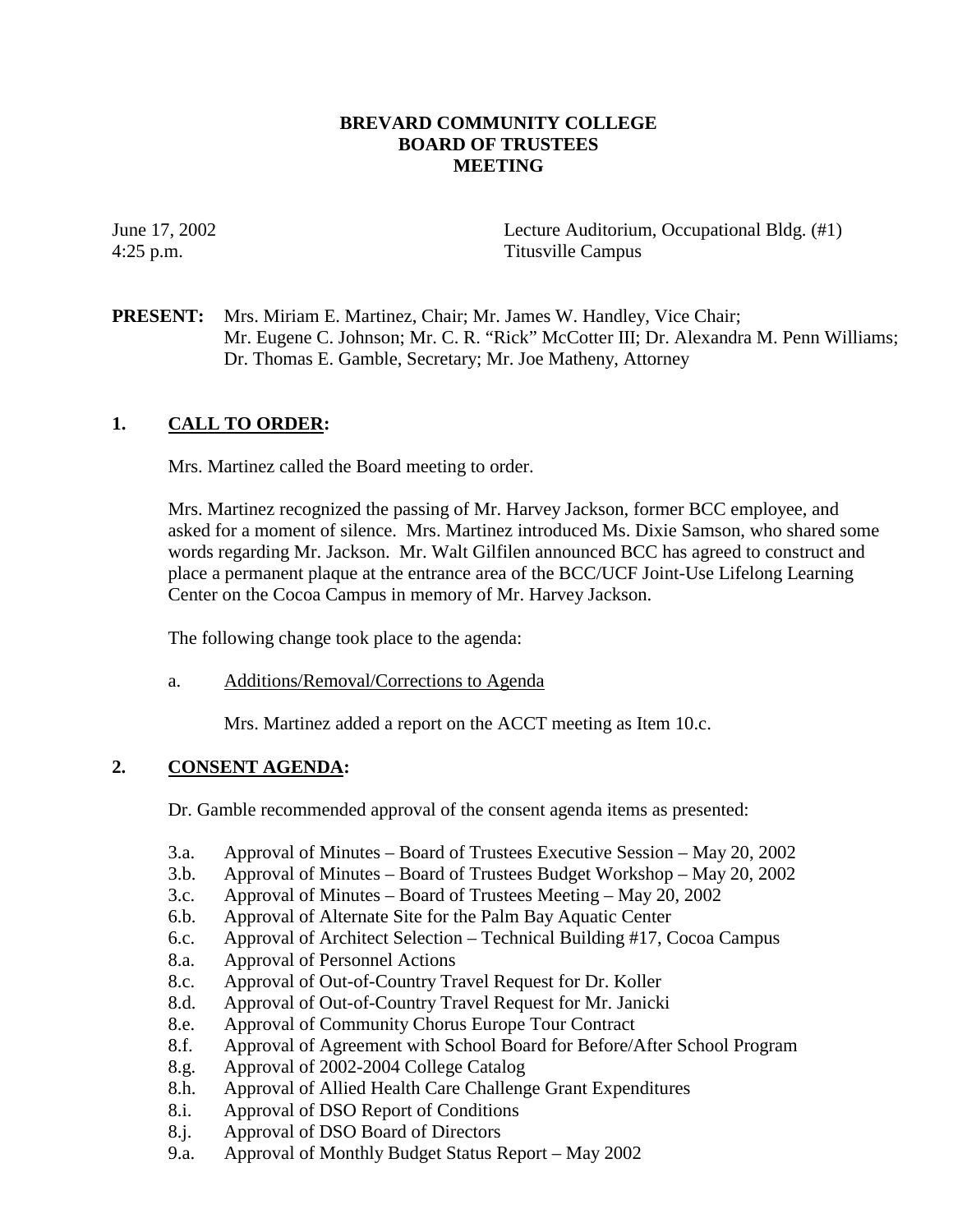# BREVARD COMMUNITY COLLEGE
# BOARD OF TRUSTEES
# MEETING

June 17, 2002
4:25 p.m.

Lecture Auditorium, Occupational Bldg. (#1)
Titusville Campus

**PRESENT:** Mrs. Miriam E. Martinez, Chair; Mr. James W. Handley, Vice Chair; Mr. Eugene C. Johnson; Mr. C. R. "Rick" McCotter III; Dr. Alexandra M. Penn Williams; Dr. Thomas E. Gamble, Secretary; Mr. Joe Matheny, Attorney

## 1. CALL TO ORDER:

Mrs. Martinez called the Board meeting to order.

Mrs. Martinez recognized the passing of Mr. Harvey Jackson, former BCC employee, and asked for a moment of silence. Mrs. Martinez introduced Ms. Dixie Samson, who shared some words regarding Mr. Jackson. Mr. Walt Gilfilen announced BCC has agreed to construct and place a permanent plaque at the entrance area of the BCC/UCF Joint-Use Lifelong Learning Center on the Cocoa Campus in memory of Mr. Harvey Jackson.

The following change took place to the agenda:

a. Additions/Removal/Corrections to Agenda

Mrs. Martinez added a report on the ACCT meeting as Item 10.c.

## 2. CONSENT AGENDA:

Dr. Gamble recommended approval of the consent agenda items as presented:

- 3.a. Approval of Minutes – Board of Trustees Executive Session – May 20, 2002
- 3.b. Approval of Minutes – Board of Trustees Budget Workshop – May 20, 2002
- 3.c. Approval of Minutes – Board of Trustees Meeting – May 20, 2002
- 6.b. Approval of Alternate Site for the Palm Bay Aquatic Center
- 6.c. Approval of Architect Selection – Technical Building #17, Cocoa Campus
- 8.a. Approval of Personnel Actions
- 8.c. Approval of Out-of-Country Travel Request for Dr. Koller
- 8.d. Approval of Out-of-Country Travel Request for Mr. Janicki
- 8.e. Approval of Community Chorus Europe Tour Contract
- 8.f. Approval of Agreement with School Board for Before/After School Program
- 8.g. Approval of 2002-2004 College Catalog
- 8.h. Approval of Allied Health Care Challenge Grant Expenditures
- 8.i. Approval of DSO Report of Conditions
- 8.j. Approval of DSO Board of Directors
- 9.a. Approval of Monthly Budget Status Report – May 2002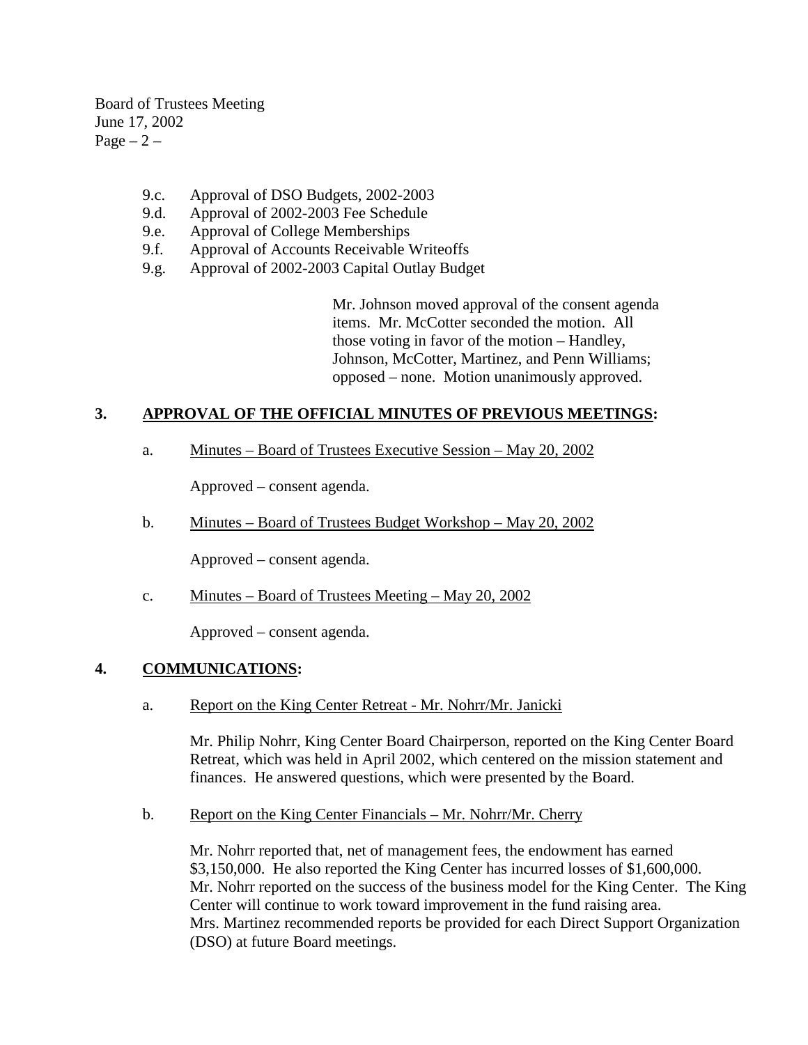9.c. Approval of DSO Budgets, 2002-2003
9.d. Approval of 2002-2003 Fee Schedule
9.e. Approval of College Memberships
9.f. Approval of Accounts Receivable Writeoffs
9.g. Approval of 2002-2003 Capital Outlay Budget

Mr. Johnson moved approval of the consent agenda items. Mr. McCotter seconded the motion. All those voting in favor of the motion – Handley, Johnson, McCotter, Martinez, and Penn Williams; opposed – none. Motion unanimously approved.

## 3. APPROVAL OF THE OFFICIAL MINUTES OF PREVIOUS MEETINGS:

a. Minutes – Board of Trustees Executive Session – May 20, 2002

Approved – consent agenda.

b. Minutes – Board of Trustees Budget Workshop – May 20, 2002

Approved – consent agenda.

c. Minutes – Board of Trustees Meeting – May 20, 2002

Approved – consent agenda.

## 4. COMMUNICATIONS:

a. Report on the King Center Retreat - Mr. Nohrr/Mr. Janicki

Mr. Philip Nohrr, King Center Board Chairperson, reported on the King Center Board Retreat, which was held in April 2002, which centered on the mission statement and finances. He answered questions, which were presented by the Board.

b. Report on the King Center Financials – Mr. Nohrr/Mr. Cherry

Mr. Nohrr reported that, net of management fees, the endowment has earned $3,150,000. He also reported the King Center has incurred losses of $1,600,000. Mr. Nohrr reported on the success of the business model for the King Center. The King Center will continue to work toward improvement in the fund raising area. Mrs. Martinez recommended reports be provided for each Direct Support Organization (DSO) at future Board meetings.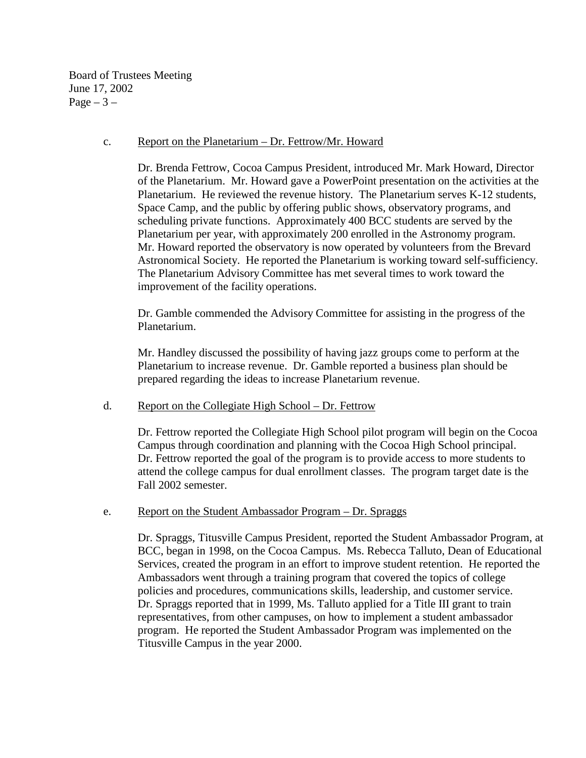c. <u>Report on the Planetarium – Dr. Fettrow/Mr. Howard</u>

Dr. Brenda Fettrow, Cocoa Campus President, introduced Mr. Mark Howard, Director of the Planetarium. Mr. Howard gave a PowerPoint presentation on the activities at the Planetarium. He reviewed the revenue history. The Planetarium serves K-12 students, Space Camp, and the public by offering public shows, observatory programs, and scheduling private functions. Approximately 400 BCC students are served by the Planetarium per year, with approximately 200 enrolled in the Astronomy program. Mr. Howard reported the observatory is now operated by volunteers from the Brevard Astronomical Society. He reported the Planetarium is working toward self-sufficiency. The Planetarium Advisory Committee has met several times to work toward the improvement of the facility operations.

Dr. Gamble commended the Advisory Committee for assisting in the progress of the Planetarium.

Mr. Handley discussed the possibility of having jazz groups come to perform at the Planetarium to increase revenue. Dr. Gamble reported a business plan should be prepared regarding the ideas to increase Planetarium revenue.

d. <u>Report on the Collegiate High School – Dr. Fettrow</u>

Dr. Fettrow reported the Collegiate High School pilot program will begin on the Cocoa Campus through coordination and planning with the Cocoa High School principal. Dr. Fettrow reported the goal of the program is to provide access to more students to attend the college campus for dual enrollment classes. The program target date is the Fall 2002 semester.

e. <u>Report on the Student Ambassador Program – Dr. Spraggs</u>

Dr. Spraggs, Titusville Campus President, reported the Student Ambassador Program, at BCC, began in 1998, on the Cocoa Campus. Ms. Rebecca Talluto, Dean of Educational Services, created the program in an effort to improve student retention. He reported the Ambassadors went through a training program that covered the topics of college policies and procedures, communications skills, leadership, and customer service. Dr. Spraggs reported that in 1999, Ms. Talluto applied for a Title III grant to train representatives, from other campuses, on how to implement a student ambassador program. He reported the Student Ambassador Program was implemented on the Titusville Campus in the year 2000.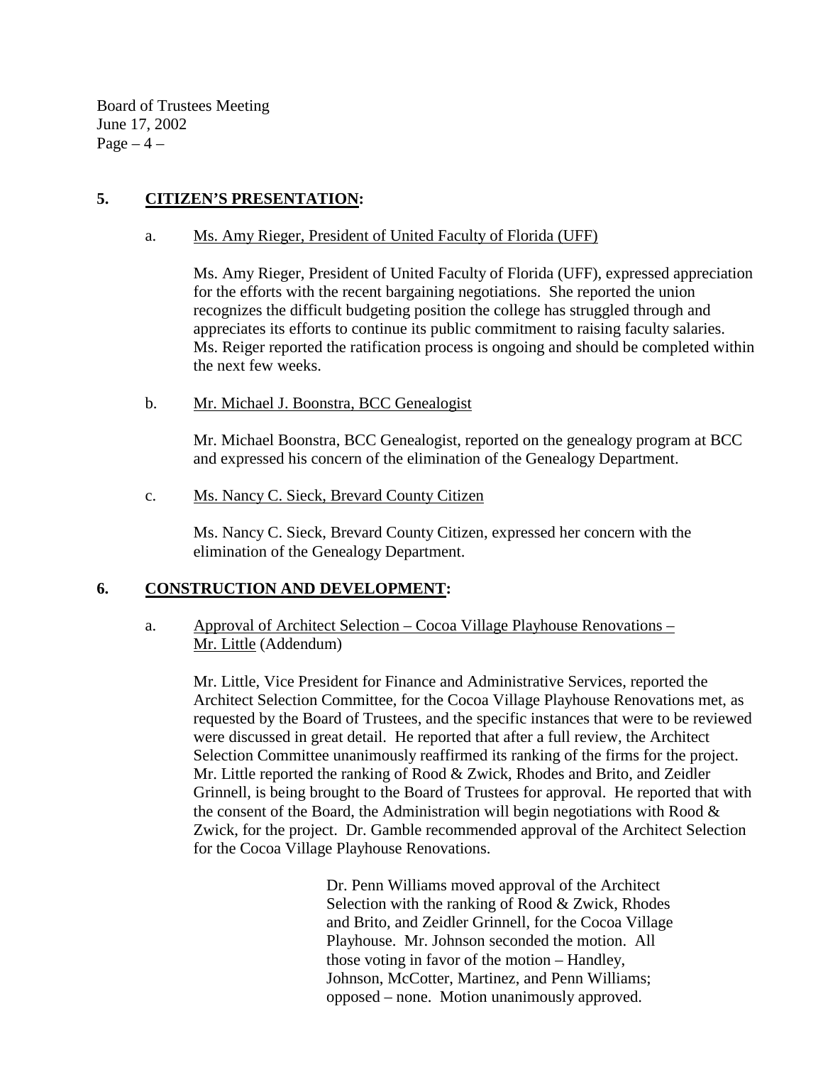## 5. CITIZEN'S PRESENTATION:

a. Ms. Amy Rieger, President of United Faculty of Florida (UFF)

Ms. Amy Rieger, President of United Faculty of Florida (UFF), expressed appreciation for the efforts with the recent bargaining negotiations. She reported the union recognizes the difficult budgeting position the college has struggled through and appreciates its efforts to continue its public commitment to raising faculty salaries. Ms. Reiger reported the ratification process is ongoing and should be completed within the next few weeks.

b. Mr. Michael J. Boonstra, BCC Genealogist

Mr. Michael Boonstra, BCC Genealogist, reported on the genealogy program at BCC and expressed his concern of the elimination of the Genealogy Department.

c. Ms. Nancy C. Sieck, Brevard County Citizen

Ms. Nancy C. Sieck, Brevard County Citizen, expressed her concern with the elimination of the Genealogy Department.

## 6. CONSTRUCTION AND DEVELOPMENT:

a. Approval of Architect Selection – Cocoa Village Playhouse Renovations – Mr. Little (Addendum)

Mr. Little, Vice President for Finance and Administrative Services, reported the Architect Selection Committee, for the Cocoa Village Playhouse Renovations met, as requested by the Board of Trustees, and the specific instances that were to be reviewed were discussed in great detail. He reported that after a full review, the Architect Selection Committee unanimously reaffirmed its ranking of the firms for the project. Mr. Little reported the ranking of Rood & Zwick, Rhodes and Brito, and Zeidler Grinnell, is being brought to the Board of Trustees for approval. He reported that with the consent of the Board, the Administration will begin negotiations with Rood & Zwick, for the project. Dr. Gamble recommended approval of the Architect Selection for the Cocoa Village Playhouse Renovations.

> Dr. Penn Williams moved approval of the Architect Selection with the ranking of Rood & Zwick, Rhodes and Brito, and Zeidler Grinnell, for the Cocoa Village Playhouse. Mr. Johnson seconded the motion. All those voting in favor of the motion – Handley, Johnson, McCotter, Martinez, and Penn Williams; opposed – none. Motion unanimously approved.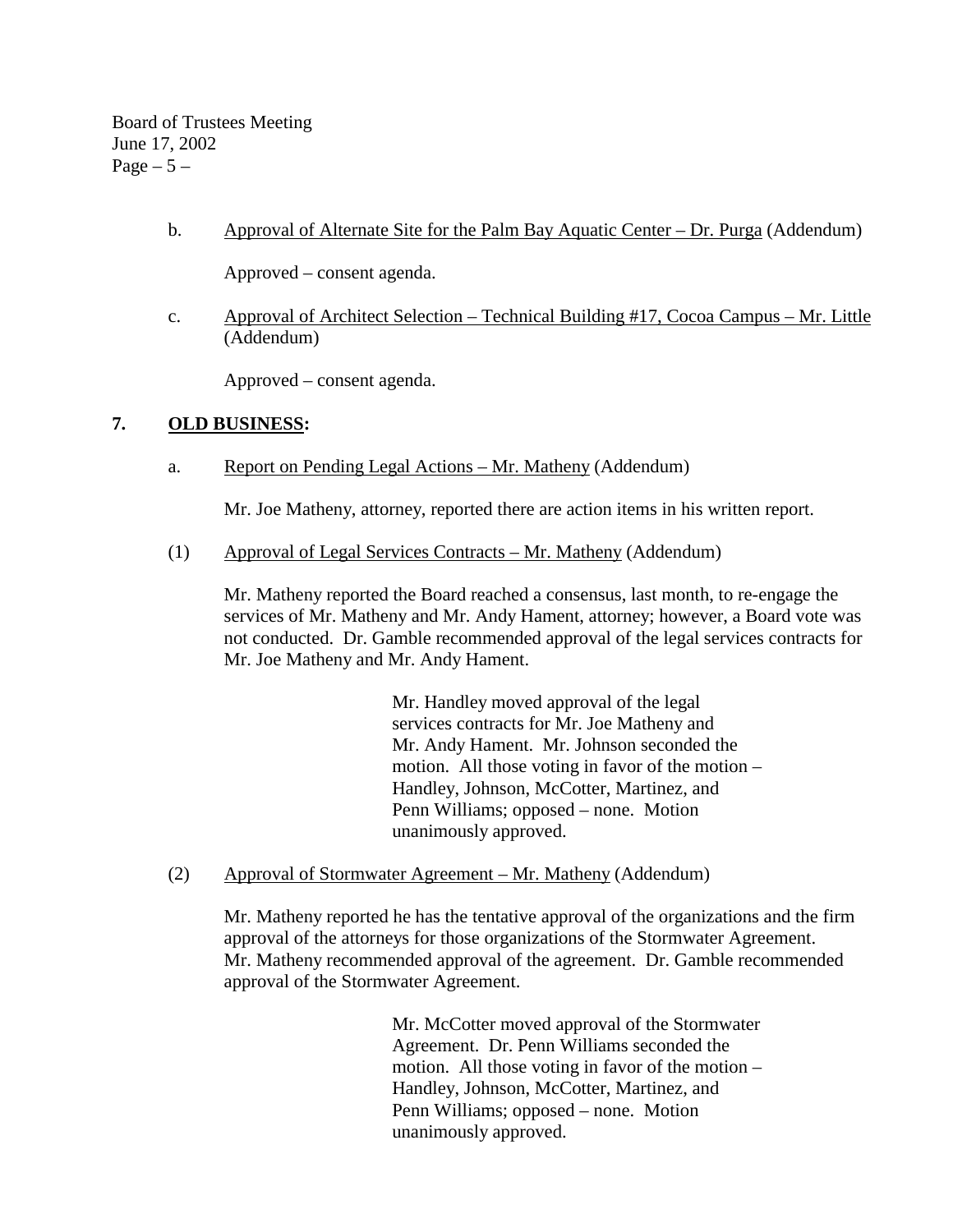b. Approval of Alternate Site for the Palm Bay Aquatic Center – Dr. Purga (Addendum)

Approved – consent agenda.

c. Approval of Architect Selection – Technical Building #17, Cocoa Campus – Mr. Little (Addendum)

Approved – consent agenda.

**7. OLD BUSINESS:**

a. Report on Pending Legal Actions – Mr. Matheny (Addendum)

Mr. Joe Matheny, attorney, reported there are action items in his written report.

(1) Approval of Legal Services Contracts – Mr. Matheny (Addendum)

Mr. Matheny reported the Board reached a consensus, last month, to re-engage the services of Mr. Matheny and Mr. Andy Hament, attorney; however, a Board vote was not conducted. Dr. Gamble recommended approval of the legal services contracts for Mr. Joe Matheny and Mr. Andy Hament.

Mr. Handley moved approval of the legal services contracts for Mr. Joe Matheny and Mr. Andy Hament. Mr. Johnson seconded the motion. All those voting in favor of the motion – Handley, Johnson, McCotter, Martinez, and Penn Williams; opposed – none. Motion unanimously approved.

(2) Approval of Stormwater Agreement – Mr. Matheny (Addendum)

Mr. Matheny reported he has the tentative approval of the organizations and the firm approval of the attorneys for those organizations of the Stormwater Agreement. Mr. Matheny recommended approval of the agreement. Dr. Gamble recommended approval of the Stormwater Agreement.

Mr. McCotter moved approval of the Stormwater Agreement. Dr. Penn Williams seconded the motion. All those voting in favor of the motion – Handley, Johnson, McCotter, Martinez, and Penn Williams; opposed – none. Motion unanimously approved.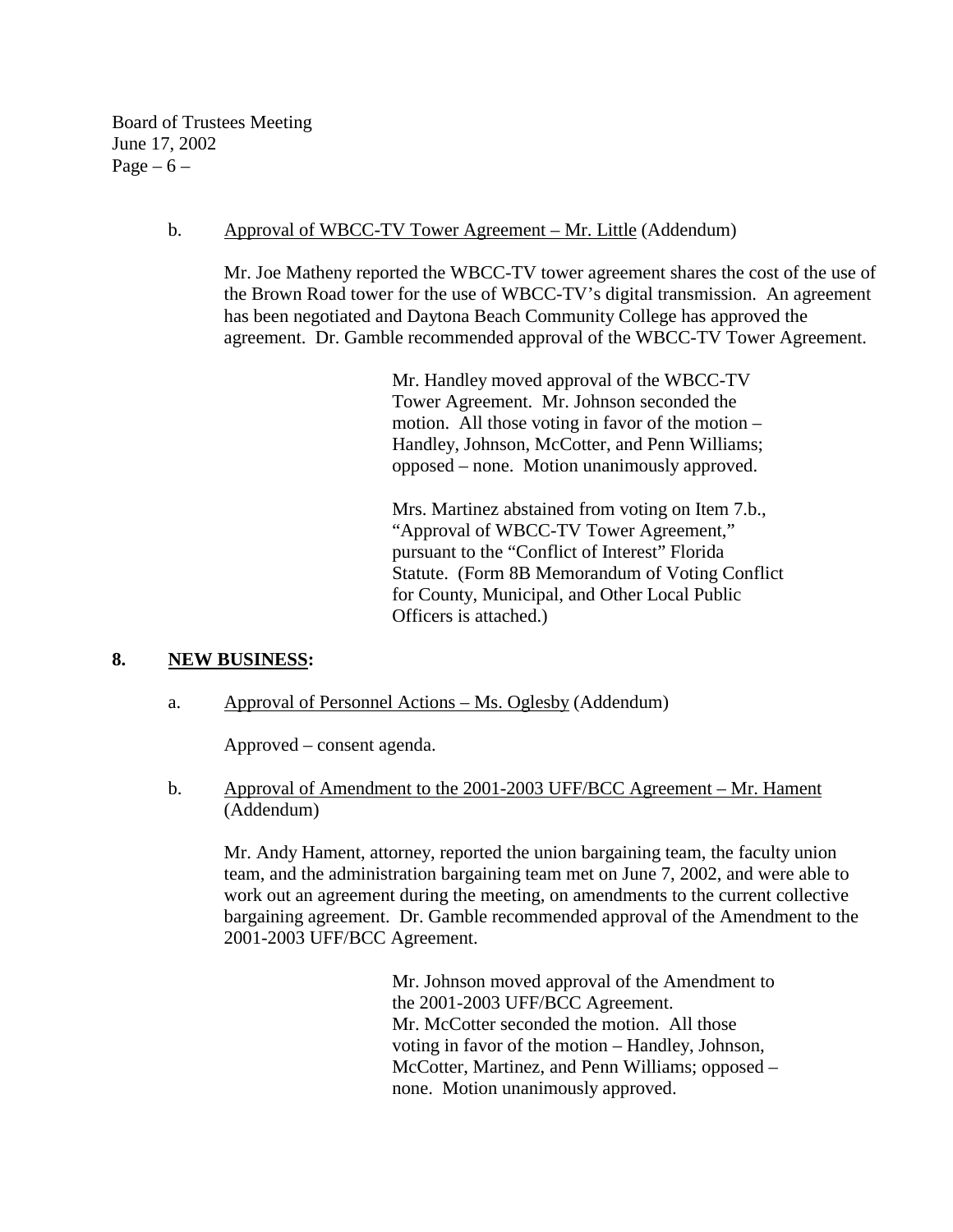b. Approval of WBCC-TV Tower Agreement – Mr. Little (Addendum)

Mr. Joe Matheny reported the WBCC-TV tower agreement shares the cost of the use of the Brown Road tower for the use of WBCC-TV's digital transmission. An agreement has been negotiated and Daytona Beach Community College has approved the agreement. Dr. Gamble recommended approval of the WBCC-TV Tower Agreement.

> Mr. Handley moved approval of the WBCC-TV Tower Agreement. Mr. Johnson seconded the motion. All those voting in favor of the motion – Handley, Johnson, McCotter, and Penn Williams; opposed – none. Motion unanimously approved.
>
> Mrs. Martinez abstained from voting on Item 7.b., "Approval of WBCC-TV Tower Agreement," pursuant to the "Conflict of Interest" Florida Statute. (Form 8B Memorandum of Voting Conflict for County, Municipal, and Other Local Public Officers is attached.)

## 8. NEW BUSINESS:

a. Approval of Personnel Actions – Ms. Oglesby (Addendum)

Approved – consent agenda.

b. Approval of Amendment to the 2001-2003 UFF/BCC Agreement – Mr. Hament (Addendum)

Mr. Andy Hament, attorney, reported the union bargaining team, the faculty union team, and the administration bargaining team met on June 7, 2002, and were able to work out an agreement during the meeting, on amendments to the current collective bargaining agreement. Dr. Gamble recommended approval of the Amendment to the 2001-2003 UFF/BCC Agreement.

> Mr. Johnson moved approval of the Amendment to the 2001-2003 UFF/BCC Agreement. Mr. McCotter seconded the motion. All those voting in favor of the motion – Handley, Johnson, McCotter, Martinez, and Penn Williams; opposed – none. Motion unanimously approved.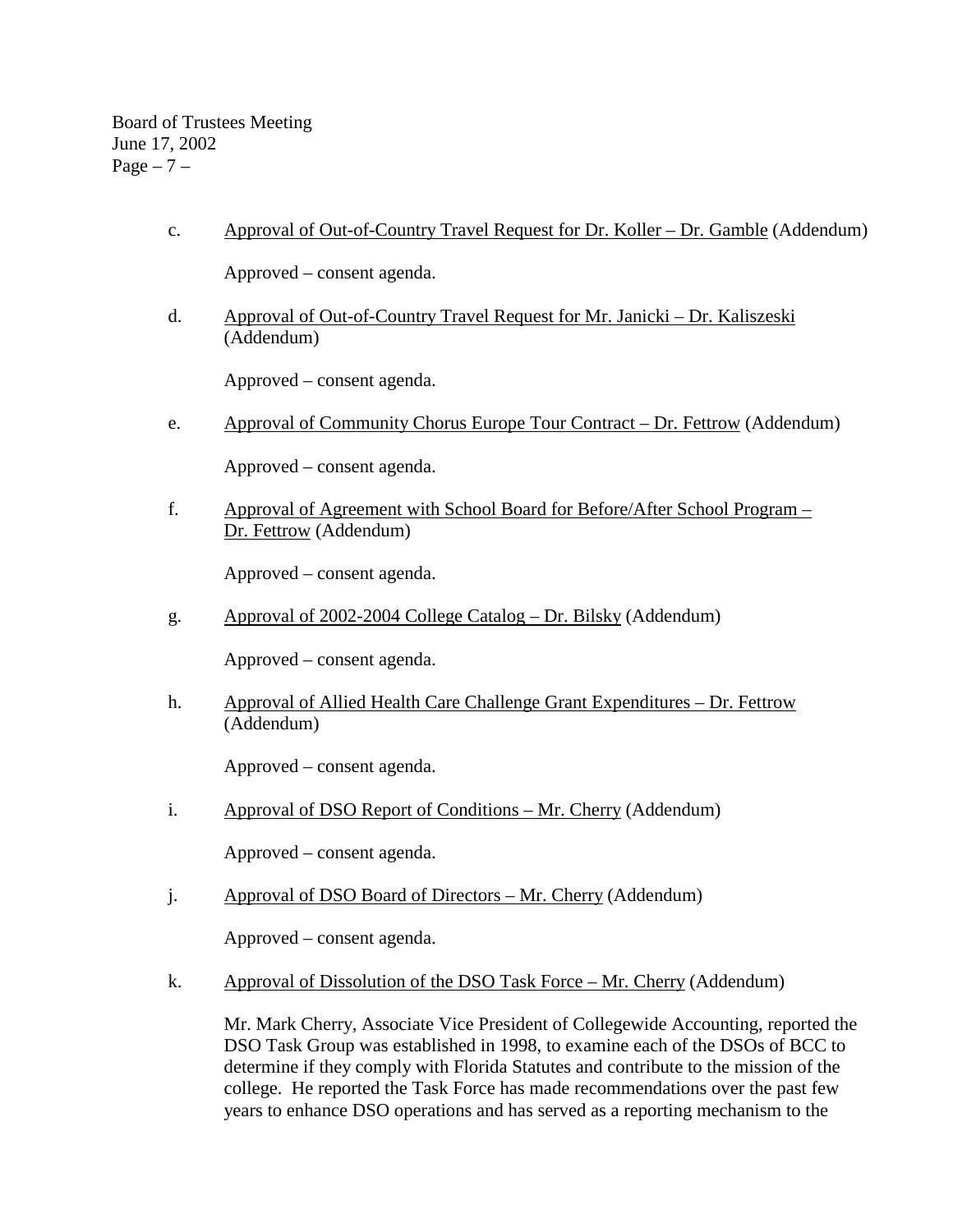c. Approval of Out-of-Country Travel Request for Dr. Koller – Dr. Gamble (Addendum)

Approved – consent agenda.

d. Approval of Out-of-Country Travel Request for Mr. Janicki – Dr. Kaliszeski (Addendum)

Approved – consent agenda.

e. Approval of Community Chorus Europe Tour Contract – Dr. Fettrow (Addendum)

Approved – consent agenda.

f. Approval of Agreement with School Board for Before/After School Program – Dr. Fettrow (Addendum)

Approved – consent agenda.

g. Approval of 2002-2004 College Catalog – Dr. Bilsky (Addendum)

Approved – consent agenda.

h. Approval of Allied Health Care Challenge Grant Expenditures – Dr. Fettrow (Addendum)

Approved – consent agenda.

i. Approval of DSO Report of Conditions – Mr. Cherry (Addendum)

Approved – consent agenda.

j. Approval of DSO Board of Directors – Mr. Cherry (Addendum)

Approved – consent agenda.

k. Approval of Dissolution of the DSO Task Force – Mr. Cherry (Addendum)

Mr. Mark Cherry, Associate Vice President of Collegewide Accounting, reported the DSO Task Group was established in 1998, to examine each of the DSOs of BCC to determine if they comply with Florida Statutes and contribute to the mission of the college. He reported the Task Force has made recommendations over the past few years to enhance DSO operations and has served as a reporting mechanism to the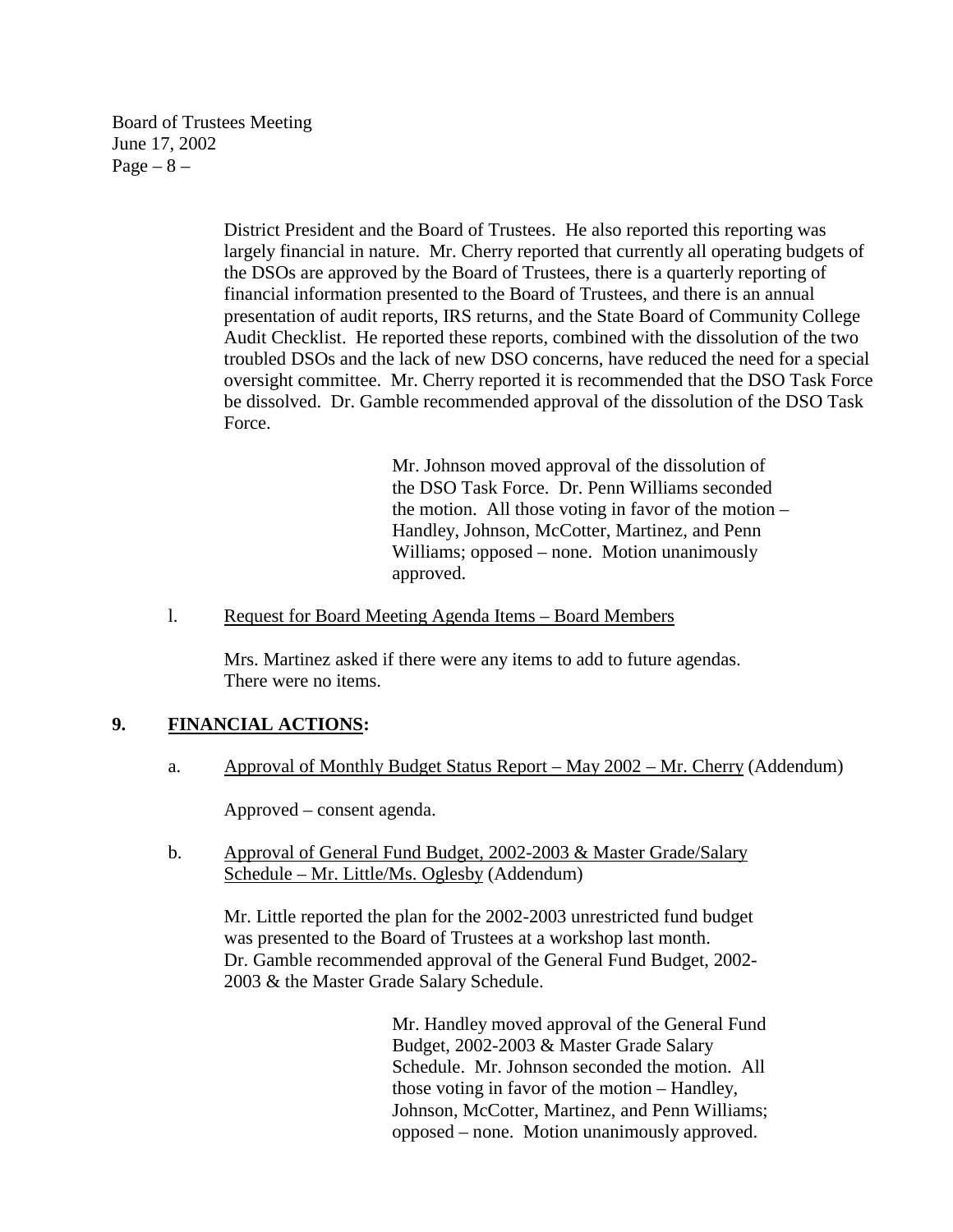District President and the Board of Trustees. He also reported this reporting was largely financial in nature. Mr. Cherry reported that currently all operating budgets of the DSOs are approved by the Board of Trustees, there is a quarterly reporting of financial information presented to the Board of Trustees, and there is an annual presentation of audit reports, IRS returns, and the State Board of Community College Audit Checklist. He reported these reports, combined with the dissolution of the two troubled DSOs and the lack of new DSO concerns, have reduced the need for a special oversight committee. Mr. Cherry reported it is recommended that the DSO Task Force be dissolved. Dr. Gamble recommended approval of the dissolution of the DSO Task Force.

> Mr. Johnson moved approval of the dissolution of the DSO Task Force. Dr. Penn Williams seconded the motion. All those voting in favor of the motion – Handley, Johnson, McCotter, Martinez, and Penn Williams; opposed – none. Motion unanimously approved.

l. <u>Request for Board Meeting Agenda Items – Board Members</u>

Mrs. Martinez asked if there were any items to add to future agendas. There were no items.

## 9. <u>FINANCIAL ACTIONS</u>:

a. <u>Approval of Monthly Budget Status Report – May 2002 – Mr. Cherry</u> (Addendum)

Approved – consent agenda.

b. <u>Approval of General Fund Budget, 2002-2003 & Master Grade/Salary Schedule – Mr. Little/Ms. Oglesby</u> (Addendum)

Mr. Little reported the plan for the 2002-2003 unrestricted fund budget was presented to the Board of Trustees at a workshop last month. Dr. Gamble recommended approval of the General Fund Budget, 2002-2003 & the Master Grade Salary Schedule.

> Mr. Handley moved approval of the General Fund Budget, 2002-2003 & Master Grade Salary Schedule. Mr. Johnson seconded the motion. All those voting in favor of the motion – Handley, Johnson, McCotter, Martinez, and Penn Williams; opposed – none. Motion unanimously approved.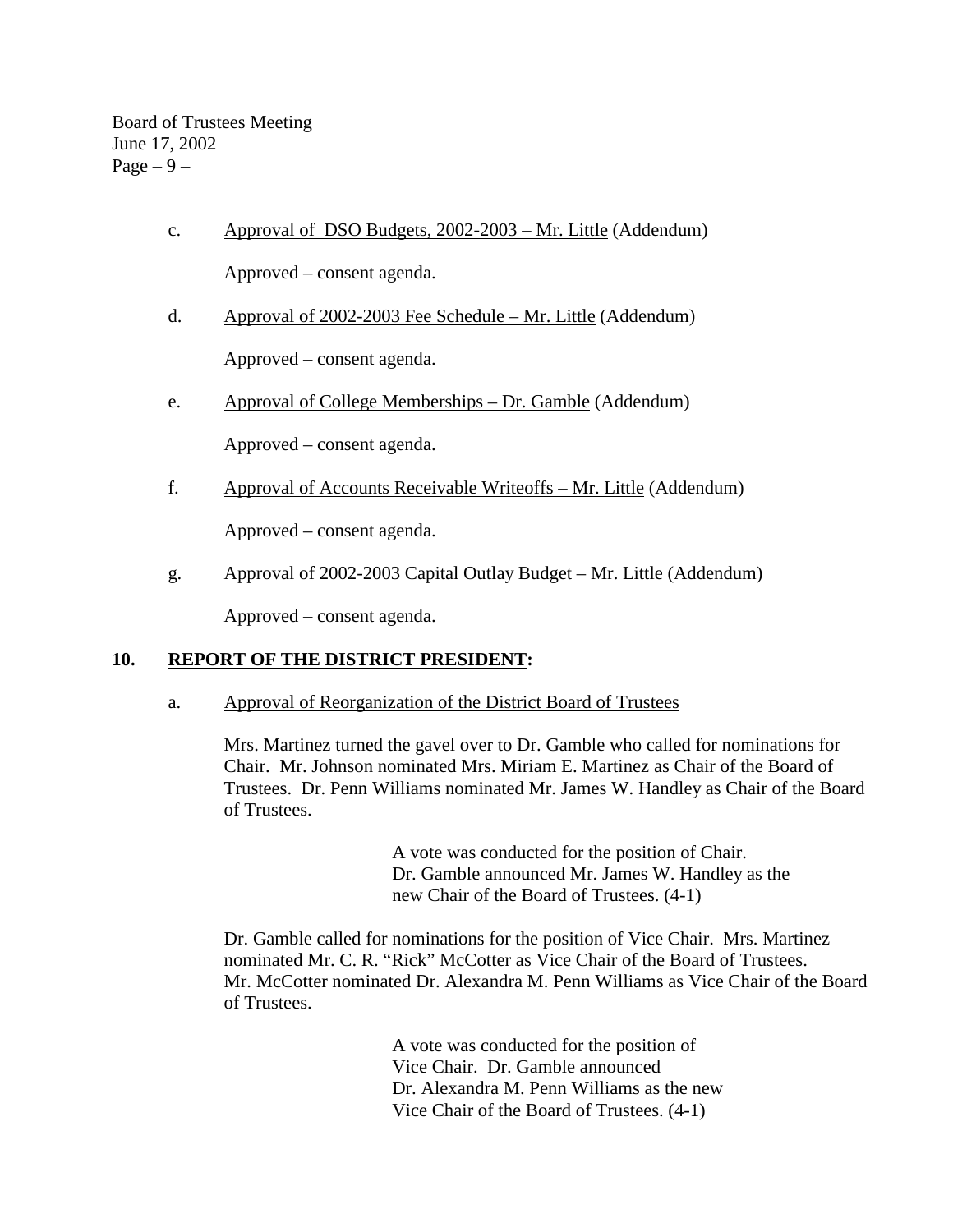c. <u>Approval of DSO Budgets, 2002-2003 – Mr. Little</u> (Addendum)

Approved – consent agenda.

d. <u>Approval of 2002-2003 Fee Schedule – Mr. Little</u> (Addendum)

Approved – consent agenda.

e. <u>Approval of College Memberships – Dr. Gamble</u> (Addendum)

Approved – consent agenda.

f. <u>Approval of Accounts Receivable Writeoffs – Mr. Little</u> (Addendum)

Approved – consent agenda.

g. <u>Approval of 2002-2003 Capital Outlay Budget – Mr. Little</u> (Addendum)

Approved – consent agenda.

## 10. REPORT OF THE DISTRICT PRESIDENT:

a. <u>Approval of Reorganization of the District Board of Trustees</u>

Mrs. Martinez turned the gavel over to Dr. Gamble who called for nominations for Chair. Mr. Johnson nominated Mrs. Miriam E. Martinez as Chair of the Board of Trustees. Dr. Penn Williams nominated Mr. James W. Handley as Chair of the Board of Trustees.

> A vote was conducted for the position of Chair. Dr. Gamble announced Mr. James W. Handley as the new Chair of the Board of Trustees. (4-1)

Dr. Gamble called for nominations for the position of Vice Chair. Mrs. Martinez nominated Mr. C. R. "Rick" McCotter as Vice Chair of the Board of Trustees. Mr. McCotter nominated Dr. Alexandra M. Penn Williams as Vice Chair of the Board of Trustees.

> A vote was conducted for the position of Vice Chair. Dr. Gamble announced Dr. Alexandra M. Penn Williams as the new Vice Chair of the Board of Trustees. (4-1)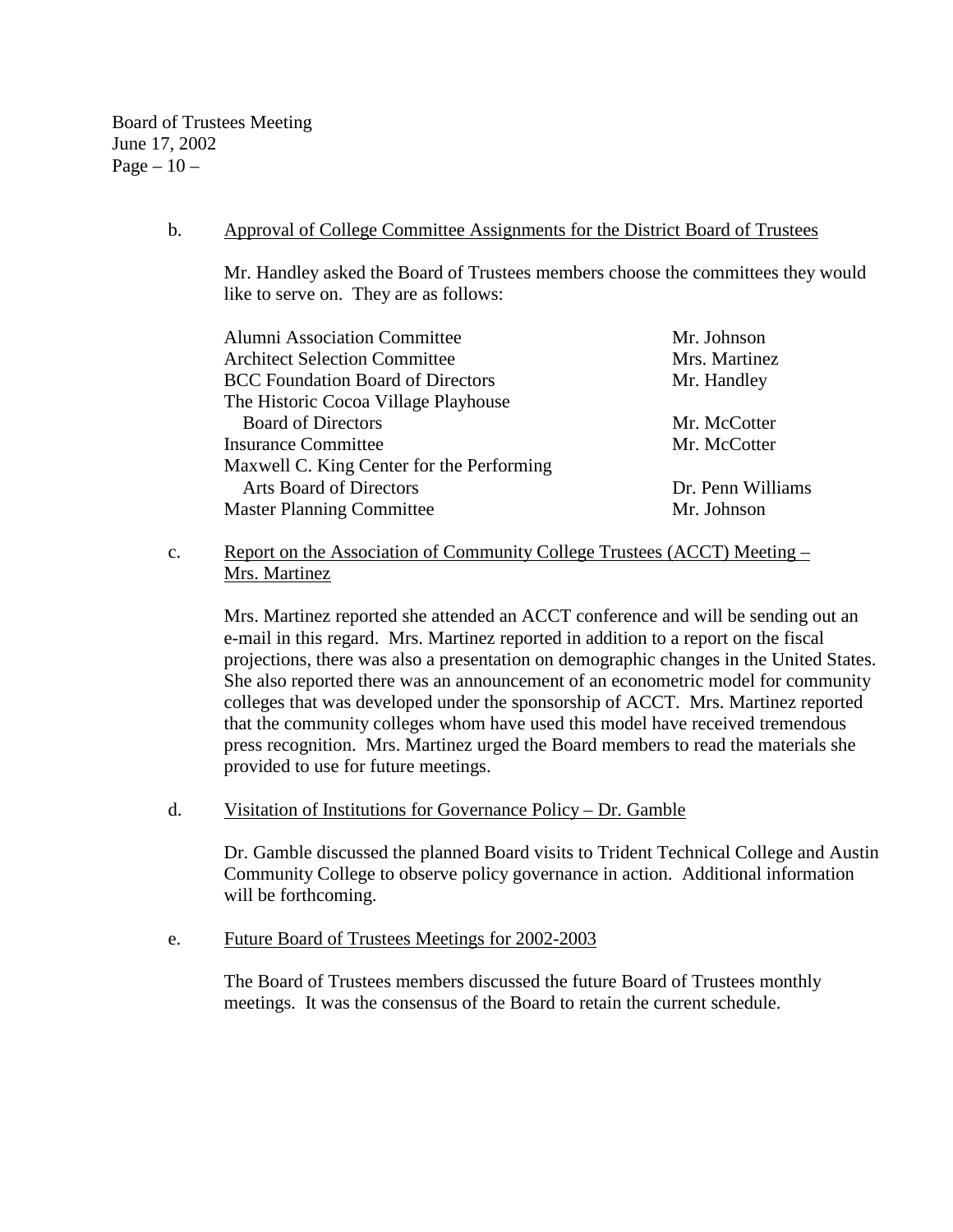b. Approval of College Committee Assignments for the District Board of Trustees

Mr. Handley asked the Board of Trustees members choose the committees they would like to serve on. They are as follows:

| Committee | Member |
|---|---|
| Alumni Association Committee | Mr. Johnson |
| Architect Selection Committee | Mrs. Martinez |
| BCC Foundation Board of Directors | Mr. Handley |
| The Historic Cocoa Village Playhouse Board of Directors | Mr. McCotter |
| Insurance Committee | Mr. McCotter |
| Maxwell C. King Center for the Performing Arts Board of Directors | Dr. Penn Williams |
| Master Planning Committee | Mr. Johnson |

c. Report on the Association of Community College Trustees (ACCT) Meeting – Mrs. Martinez

Mrs. Martinez reported she attended an ACCT conference and will be sending out an e-mail in this regard. Mrs. Martinez reported in addition to a report on the fiscal projections, there was also a presentation on demographic changes in the United States. She also reported there was an announcement of an econometric model for community colleges that was developed under the sponsorship of ACCT. Mrs. Martinez reported that the community colleges whom have used this model have received tremendous press recognition. Mrs. Martinez urged the Board members to read the materials she provided to use for future meetings.

d. Visitation of Institutions for Governance Policy – Dr. Gamble

Dr. Gamble discussed the planned Board visits to Trident Technical College and Austin Community College to observe policy governance in action. Additional information will be forthcoming.

e. Future Board of Trustees Meetings for 2002-2003

The Board of Trustees members discussed the future Board of Trustees monthly meetings. It was the consensus of the Board to retain the current schedule.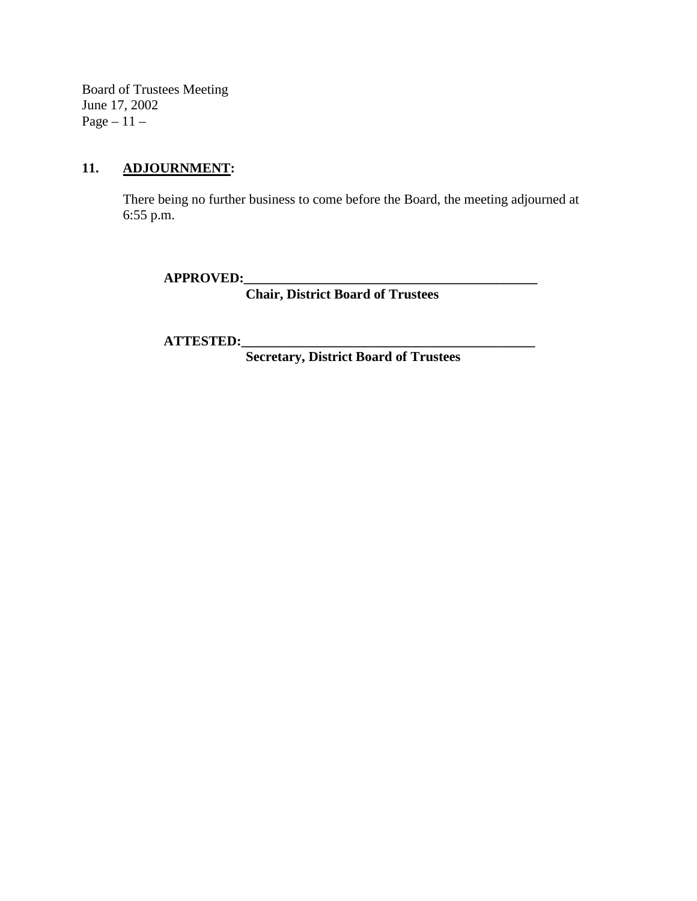## 11. ADJOURNMENT:

There being no further business to come before the Board, the meeting adjourned at 6:55 p.m.

**APPROVED:_____________________________________________**
**Chair, District Board of Trustees**

**ATTESTED:_____________________________________________**
**Secretary, District Board of Trustees**